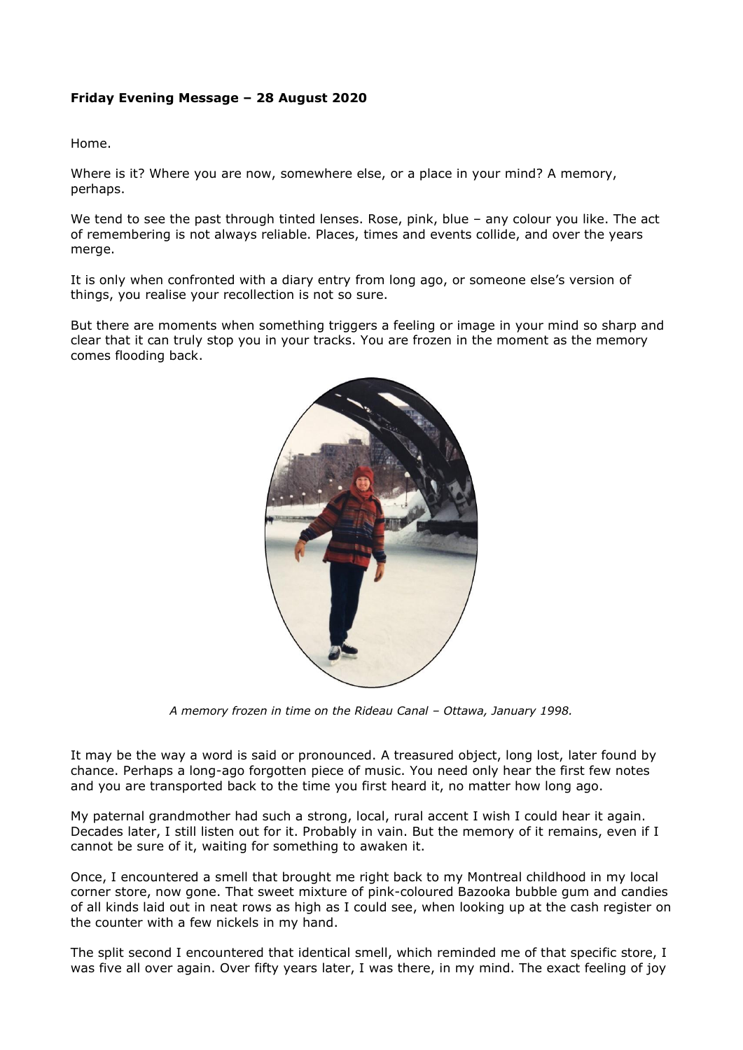**Friday Evening Message – 28 August 2020**

Home.

Where is it? Where you are now, somewhere else, or a place in your mind? A memory, perhaps.

We tend to see the past through tinted lenses. Rose, pink, blue – any colour you like. The act of remembering is not always reliable. Places, times and events collide, and over the years merge.

It is only when confronted with a diary entry from long ago, or someone else's version of things, you realise your recollection is not so sure.

But there are moments when something triggers a feeling or image in your mind so sharp and clear that it can truly stop you in your tracks. You are frozen in the moment as the memory comes flooding back.

*A memory frozen in time on the Rideau Canal – Ottawa, January 1998.*

It may be the way a word is said or pronounced. A treasured object, long lost, later found by chance. Perhaps a long-ago forgotten piece of music. You need only hear the first few notes and you are transported back to the time you first heard it, no matter how long ago.

My paternal grandmother had such a strong, local, rural accent I wish I could hear it again. Decades later, I still listen out for it. Probably in vain. But the memory of it remains, even if I cannot be sure of it, waiting for something to awaken it.

Once, I encountered a smell that brought me right back to my Montreal childhood in my local corner store, now gone. That sweet mixture of pink-coloured Bazooka bubble gum and candies of all kinds laid out in neat rows as high as I could see, when looking up at the cash register on the counter with a few nickels in my hand.

The split second I encountered that identical smell, which reminded me of that specific store, I was five all over again. Over fifty years later, I was there, in my mind. The exact feeling of joy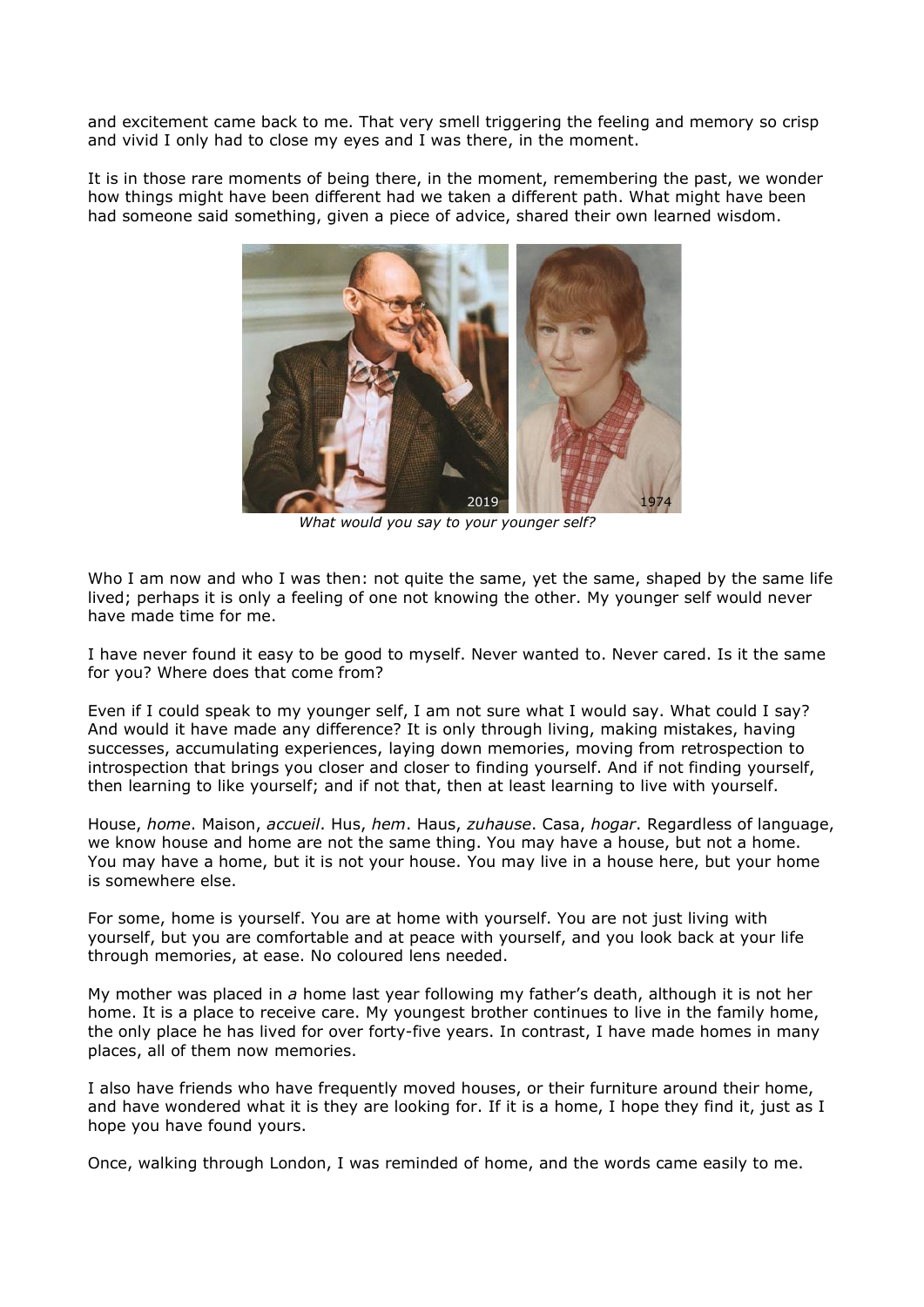and excitement came back to me. That very smell triggering the feeling and memory so crisp and vivid I only had to close my eyes and I was there, in the moment.

It is in those rare moments of being there, in the moment, remembering the past, we wonder how things might have been different had we taken a different path. What might have been had someone said something, given a piece of advice, shared their own learned wisdom.

*What would you say to your younger self?*

Who I am now and who I was then: not quite the same, yet the same, shaped by the same life lived; perhaps it is only a feeling of one not knowing the other. My younger self would never have made time for me.

I have never found it easy to be good to myself. Never wanted to. Never cared. Is it the same for you? Where does that come from?

Even if I could speak to my younger self, I am not sure what I would say. What could I say? And would it have made any difference? It is only through living, making mistakes, having successes, accumulating experiences, laying down memories, moving from retrospection to introspection that brings you closer and closer to finding yourself. And if not finding yourself, then learning to like yourself; and if not that, then at least learning to live with yourself.

House, *home*. Maison, *accueil*. Hus, *hem*. Haus, *zuhause*. Casa, *hogar*. Regardless of language, we know house and home are not the same thing. You may have a house, but not a home. You may have a home, but it is not your house. You may live in a house here, but your home is somewhere else.

For some, home is yourself. You are at home with yourself. You are not just living with yourself, but you are comfortable and at peace with yourself, and you look back at your life through memories, at ease. No coloured lens needed.

My mother was placed in *a* home last year following my father's death, although it is not her home. It is a place to receive care. My youngest brother continues to live in the family home, the only place he has lived for over forty-five years. In contrast, I have made homes in many places, all of them now memories.

I also have friends who have frequently moved houses, or their furniture around their home, and have wondered what it is they are looking for. If it is a home, I hope they find it, just as I hope you have found yours.

Once, walking through London, I was reminded of home, and the words came easily to me.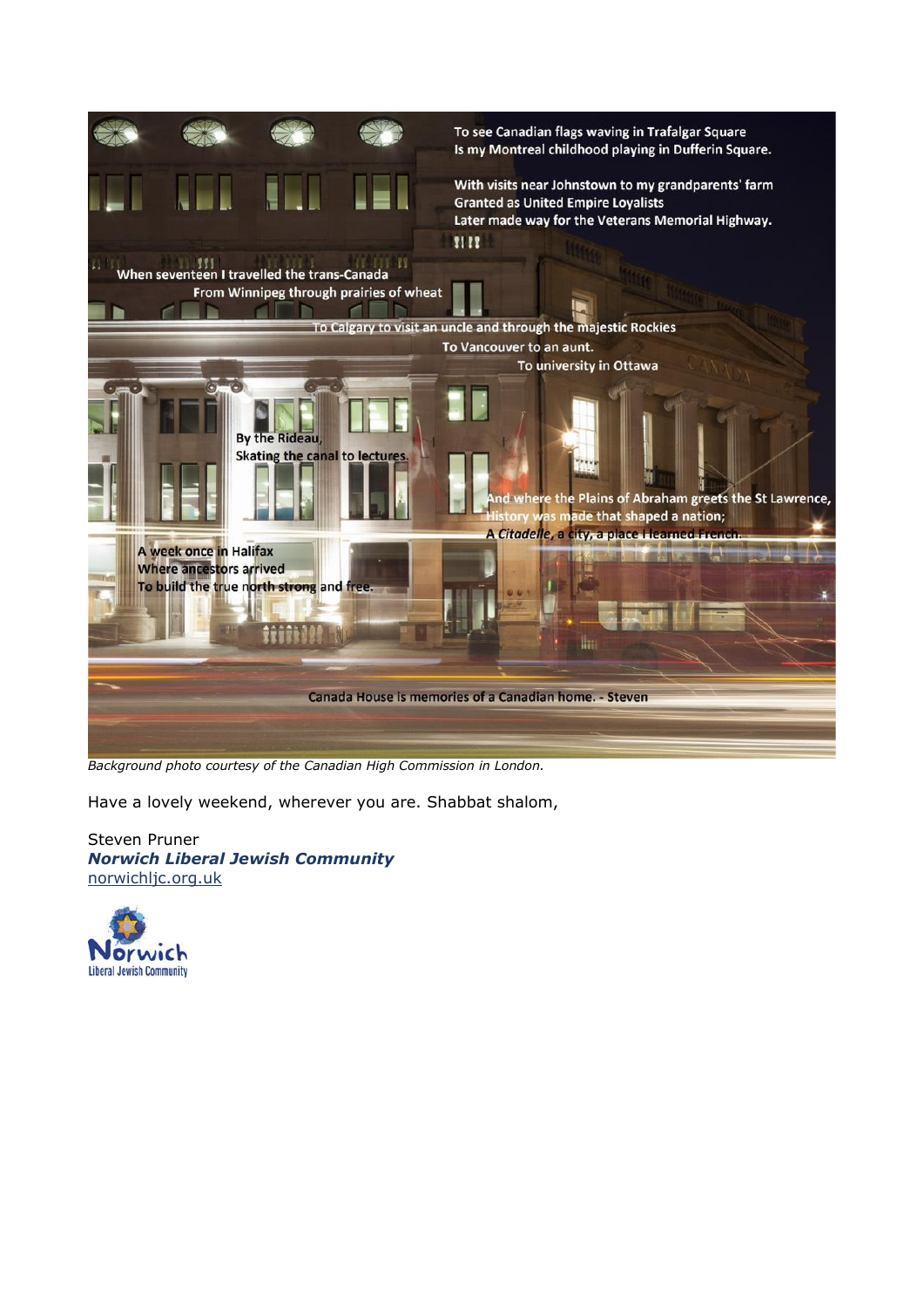To see Canadian flags waving in Trafalgar Square
Is my Montreal childhood playing in Dufferin Square.

With visits near Johnstown to my grandparents' farm
Granted as United Empire Loyalists
Later made way for the Veterans Memorial Highway.

When seventeen I travelled the trans-Canada
From Winnipeg through prairies of wheat
To Calgary to visit an uncle and through the majestic Rockies
To Vancouver to an aunt.
To university in Ottawa

By the Rideau,
Skating the canal to lectures.

And where the Plains of Abraham greets the St Lawrence,
History was made that shaped a nation;
A *Citadelle*, a city, a place I learned French.

A week once in Halifax
Where ancestors arrived
To build the true north strong and free.

Canada House is memories of a Canadian home. - Steven

*Background photo courtesy of the Canadian High Commission in London.*

Have a lovely weekend, wherever you are. Shabbat shalom,

Steven Pruner
***Norwich Liberal Jewish Community***
norwichljc.org.uk

Norwich
Liberal Jewish Community